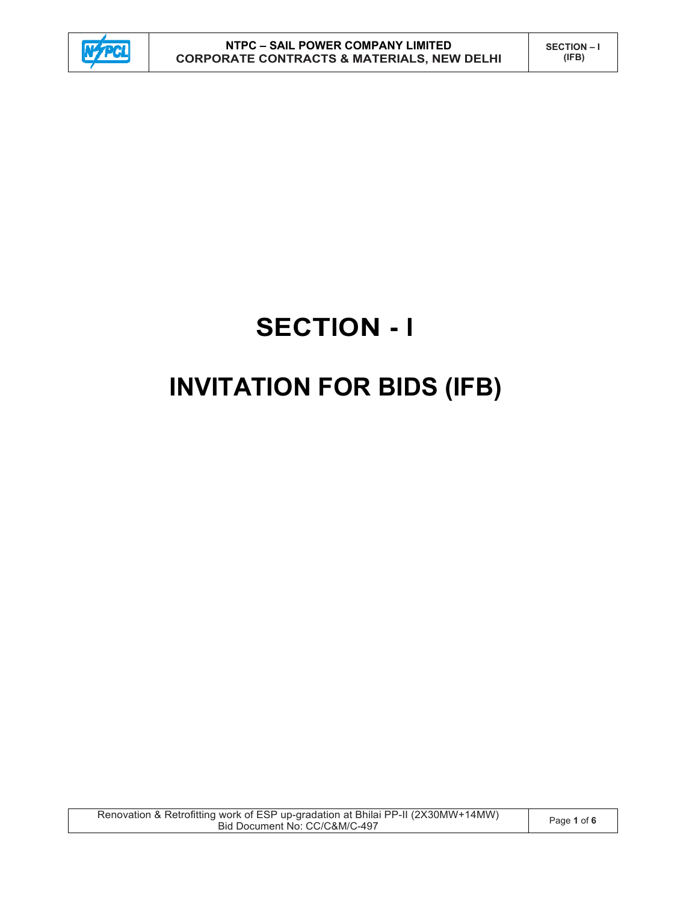# SECTION - I

# INVITATION FOR BIDS (IFB)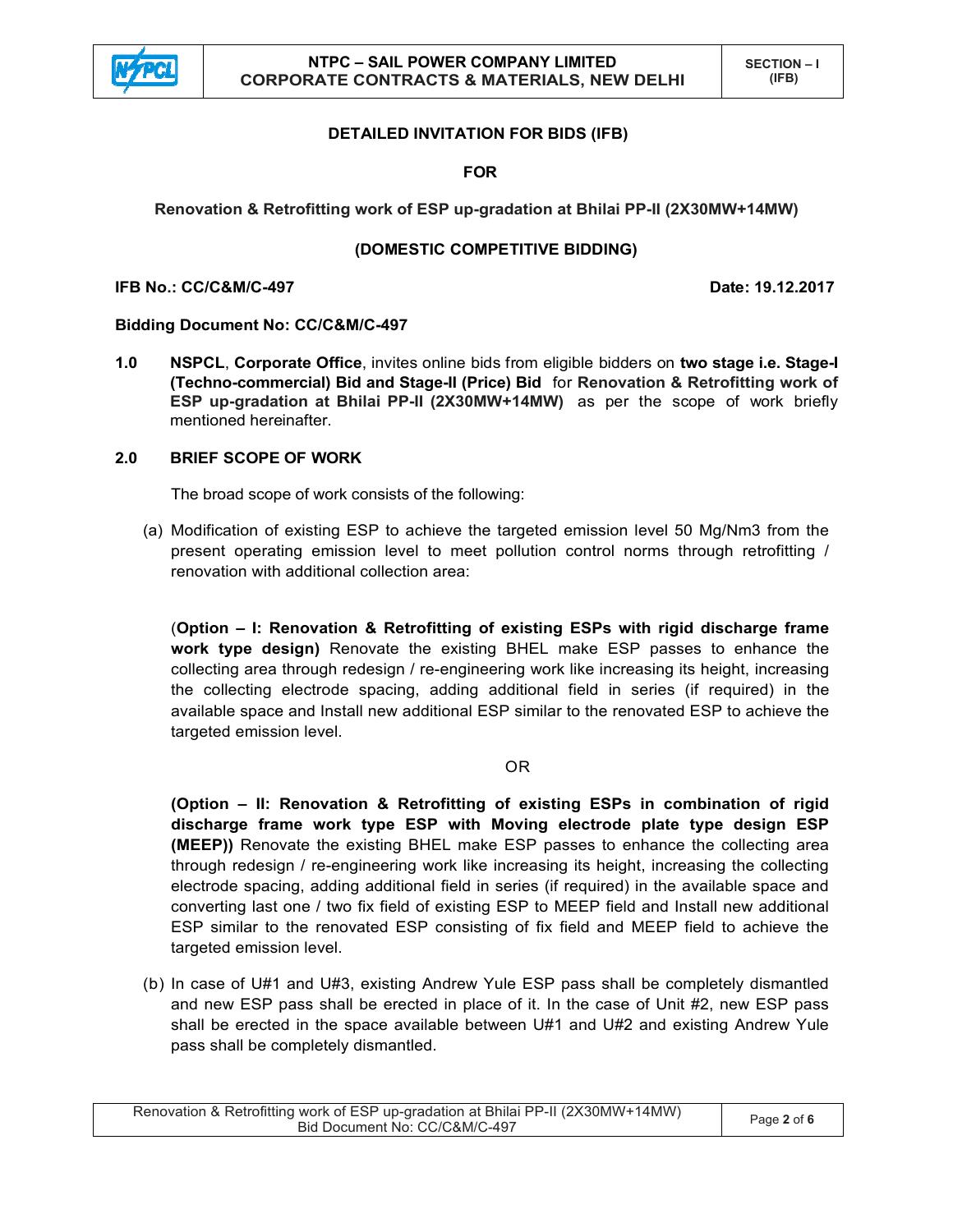## DETAILED INVITATION FOR BIDS (IFB)

**FOR**

**Renovation & Retrofitting work of ESP up-gradation at Bhilai PP-II (2X30MW+14MW)**

**(DOMESTIC COMPETITIVE BIDDING)**

**IFB No.: CC/C&M/C-497** **Date: 19.12.2017**

**Bidding Document No: CC/C&M/C-497**

**1.0** **NSPCL**, **Corporate Office**, invites online bids from eligible bidders on **two stage i.e. Stage-I (Techno-commercial) Bid and Stage-II (Price) Bid** for **Renovation & Retrofitting work of ESP up-gradation at Bhilai PP-II (2X30MW+14MW)** as per the scope of work briefly mentioned hereinafter.

**2.0 BRIEF SCOPE OF WORK**

The broad scope of work consists of the following:

(a) Modification of existing ESP to achieve the targeted emission level 50 Mg/Nm3 from the present operating emission level to meet pollution control norms through retrofitting / renovation with additional collection area:

(**Option – I: Renovation & Retrofitting of existing ESPs with rigid discharge frame work type design)** Renovate the existing BHEL make ESP passes to enhance the collecting area through redesign / re-engineering work like increasing its height, increasing the collecting electrode spacing, adding additional field in series (if required) in the available space and Install new additional ESP similar to the renovated ESP to achieve the targeted emission level.

OR

**(Option – II: Renovation & Retrofitting of existing ESPs in combination of rigid discharge frame work type ESP with Moving electrode plate type design ESP (MEEP))** Renovate the existing BHEL make ESP passes to enhance the collecting area through redesign / re-engineering work like increasing its height, increasing the collecting electrode spacing, adding additional field in series (if required) in the available space and converting last one / two fix field of existing ESP to MEEP field and Install new additional ESP similar to the renovated ESP consisting of fix field and MEEP field to achieve the targeted emission level.

(b) In case of U#1 and U#3, existing Andrew Yule ESP pass shall be completely dismantled and new ESP pass shall be erected in place of it. In the case of Unit #2, new ESP pass shall be erected in the space available between U#1 and U#2 and existing Andrew Yule pass shall be completely dismantled.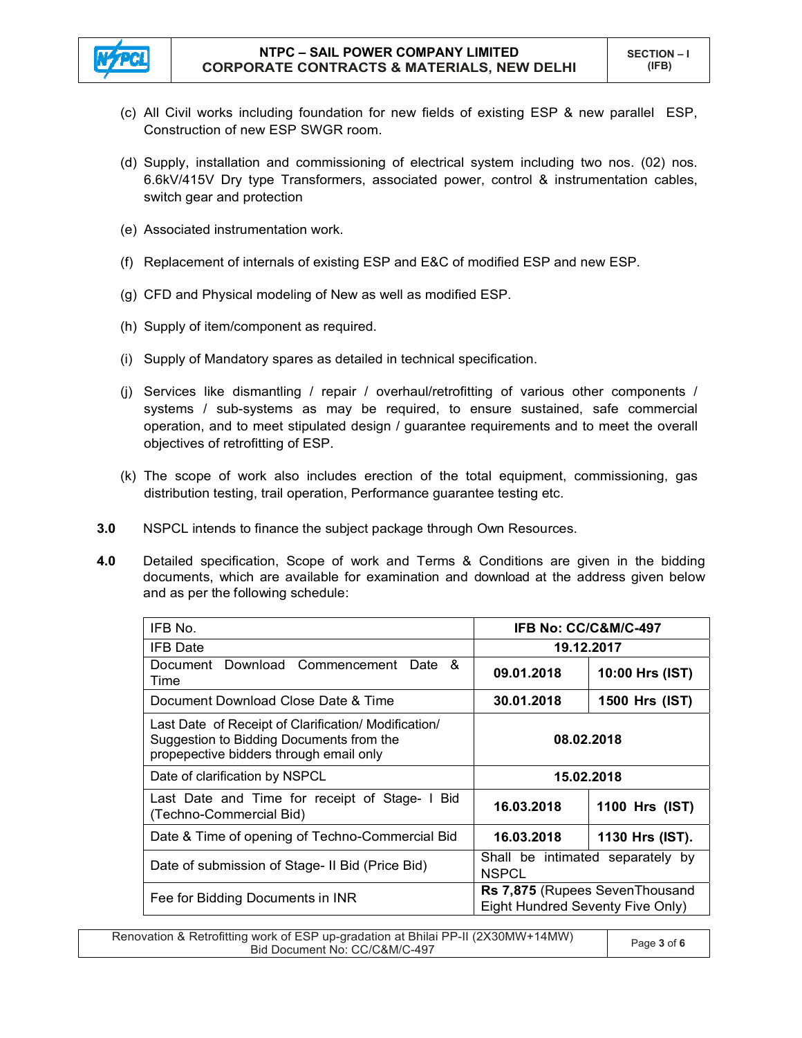(c) All Civil works including foundation for new fields of existing ESP & new parallel ESP, Construction of new ESP SWGR room.

(d) Supply, installation and commissioning of electrical system including two nos. (02) nos. 6.6kV/415V Dry type Transformers, associated power, control & instrumentation cables, switch gear and protection

(e) Associated instrumentation work.

(f) Replacement of internals of existing ESP and E&C of modified ESP and new ESP.

(g) CFD and Physical modeling of New as well as modified ESP.

(h) Supply of item/component as required.

(i) Supply of Mandatory spares as detailed in technical specification.

(j) Services like dismantling / repair / overhaul/retrofitting of various other components / systems / sub-systems as may be required, to ensure sustained, safe commercial operation, and to meet stipulated design / guarantee requirements and to meet the overall objectives of retrofitting of ESP.

(k) The scope of work also includes erection of the total equipment, commissioning, gas distribution testing, trail operation, Performance guarantee testing etc.

**3.0** NSPCL intends to finance the subject package through Own Resources.

**4.0** Detailed specification, Scope of work and Terms & Conditions are given in the bidding documents, which are available for examination and download at the address given below and as per the following schedule:

| IFB No. | **IFB No: CC/C&M/C-497** | |
|---|---|---|
| IFB Date | **19.12.2017** | |
| Document Download Commencement Date & Time | **09.01.2018** | **10:00 Hrs (IST)** |
| Document Download Close Date & Time | **30.01.2018** | **1500 Hrs (IST)** |
| Last Date of Receipt of Clarification/ Modification/ Suggestion to Bidding Documents from the propepective bidders through email only | **08.02.2018** | |
| Date of clarification by NSPCL | **15.02.2018** | |
| Last Date and Time for receipt of Stage- I Bid (Techno-Commercial Bid) | **16.03.2018** | **1100 Hrs (IST)** |
| Date & Time of opening of Techno-Commercial Bid | **16.03.2018** | **1130 Hrs (IST).** |
| Date of submission of Stage- II Bid (Price Bid) | Shall be intimated separately by NSPCL | |
| Fee for Bidding Documents in INR | **Rs 7,875** (Rupees SevenThousand Eight Hundred Seventy Five Only) | |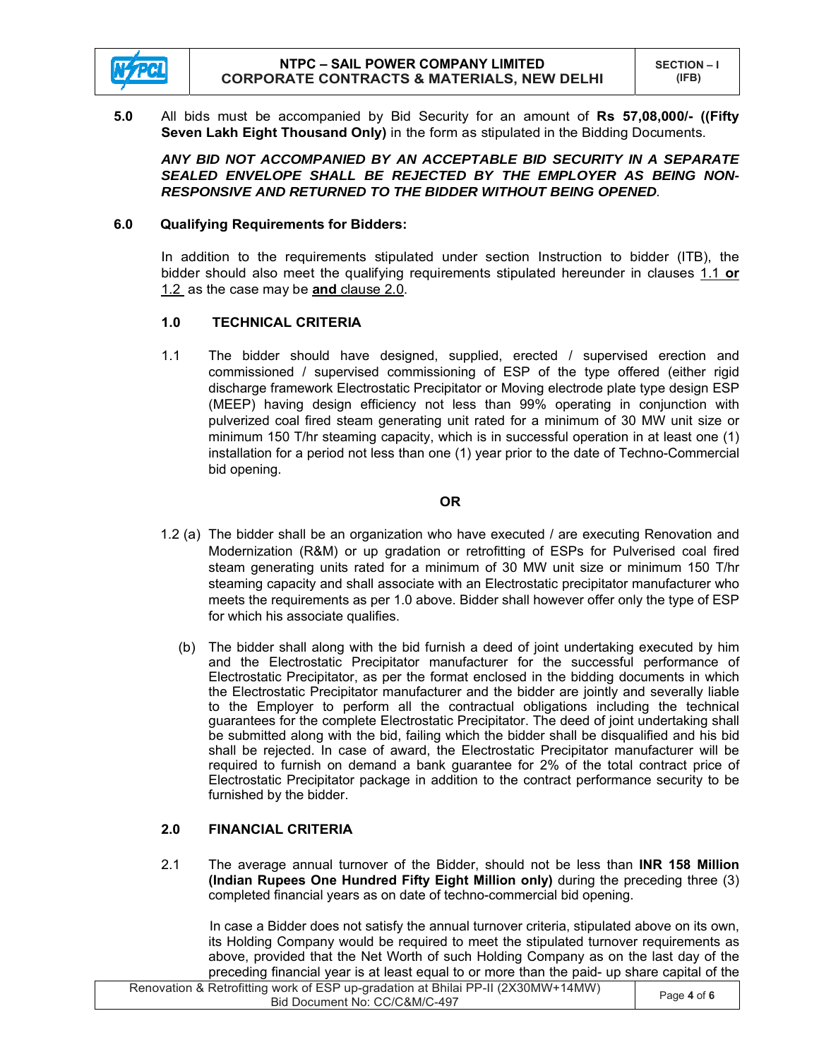**5.0** All bids must be accompanied by Bid Security for an amount of **Rs 57,08,000/- ((Fifty Seven Lakh Eight Thousand Only)** in the form as stipulated in the Bidding Documents.

***ANY BID NOT ACCOMPANIED BY AN ACCEPTABLE BID SECURITY IN A SEPARATE SEALED ENVELOPE SHALL BE REJECTED BY THE EMPLOYER AS BEING NON-RESPONSIVE AND RETURNED TO THE BIDDER WITHOUT BEING OPENED.***

**6.0 Qualifying Requirements for Bidders:**

In addition to the requirements stipulated under section Instruction to bidder (ITB), the bidder should also meet the qualifying requirements stipulated hereunder in clauses 1.1 **or** 1.2 as the case may be **and** clause 2.0.

**1.0 TECHNICAL CRITERIA**

1.1 The bidder should have designed, supplied, erected / supervised erection and commissioned / supervised commissioning of ESP of the type offered (either rigid discharge framework Electrostatic Precipitator or Moving electrode plate type design ESP (MEEP) having design efficiency not less than 99% operating in conjunction with pulverized coal fired steam generating unit rated for a minimum of 30 MW unit size or minimum 150 T/hr steaming capacity, which is in successful operation in at least one (1) installation for a period not less than one (1) year prior to the date of Techno-Commercial bid opening.

**OR**

1.2 (a) The bidder shall be an organization who have executed / are executing Renovation and Modernization (R&M) or up gradation or retrofitting of ESPs for Pulverised coal fired steam generating units rated for a minimum of 30 MW unit size or minimum 150 T/hr steaming capacity and shall associate with an Electrostatic precipitator manufacturer who meets the requirements as per 1.0 above. Bidder shall however offer only the type of ESP for which his associate qualifies.

(b) The bidder shall along with the bid furnish a deed of joint undertaking executed by him and the Electrostatic Precipitator manufacturer for the successful performance of Electrostatic Precipitator, as per the format enclosed in the bidding documents in which the Electrostatic Precipitator manufacturer and the bidder are jointly and severally liable to the Employer to perform all the contractual obligations including the technical guarantees for the complete Electrostatic Precipitator. The deed of joint undertaking shall be submitted along with the bid, failing which the bidder shall be disqualified and his bid shall be rejected. In case of award, the Electrostatic Precipitator manufacturer will be required to furnish on demand a bank guarantee for 2% of the total contract price of Electrostatic Precipitator package in addition to the contract performance security to be furnished by the bidder.

**2.0 FINANCIAL CRITERIA**

2.1 The average annual turnover of the Bidder, should not be less than **INR 158 Million (Indian Rupees One Hundred Fifty Eight Million only)** during the preceding three (3) completed financial years as on date of techno-commercial bid opening.

In case a Bidder does not satisfy the annual turnover criteria, stipulated above on its own, its Holding Company would be required to meet the stipulated turnover requirements as above, provided that the Net Worth of such Holding Company as on the last day of the preceding financial year is at least equal to or more than the paid- up share capital of the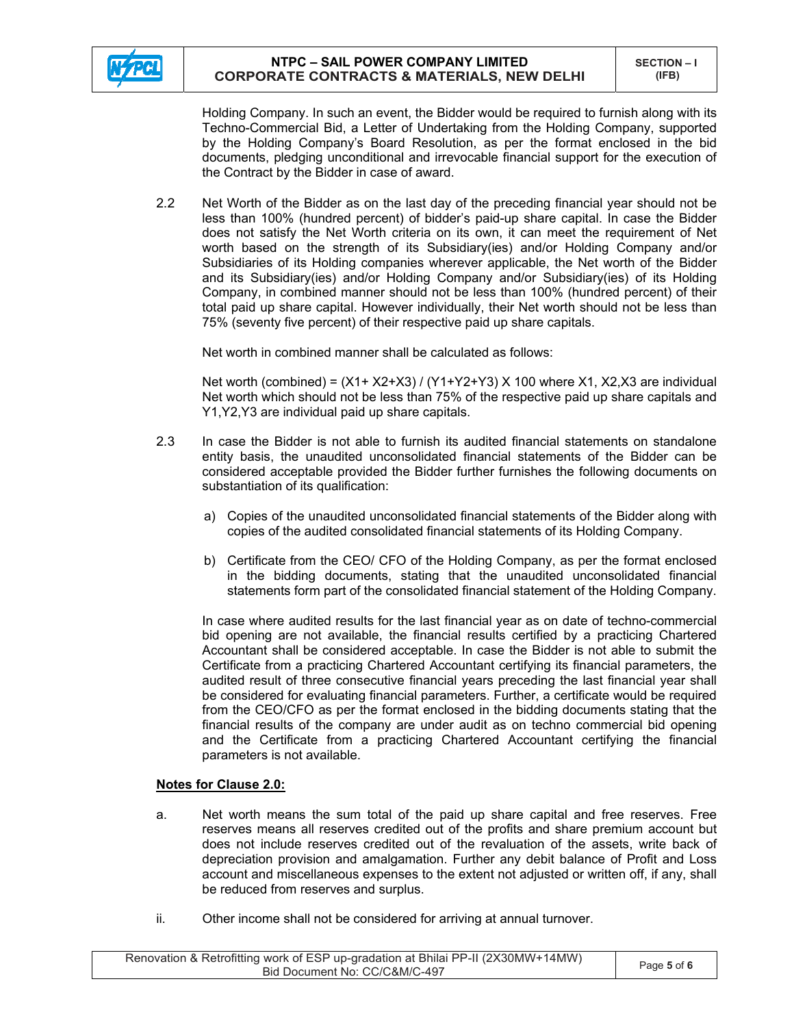Holding Company. In such an event, the Bidder would be required to furnish along with its Techno-Commercial Bid, a Letter of Undertaking from the Holding Company, supported by the Holding Company's Board Resolution, as per the format enclosed in the bid documents, pledging unconditional and irrevocable financial support for the execution of the Contract by the Bidder in case of award.

2.2 Net Worth of the Bidder as on the last day of the preceding financial year should not be less than 100% (hundred percent) of bidder's paid-up share capital. In case the Bidder does not satisfy the Net Worth criteria on its own, it can meet the requirement of Net worth based on the strength of its Subsidiary(ies) and/or Holding Company and/or Subsidiaries of its Holding companies wherever applicable, the Net worth of the Bidder and its Subsidiary(ies) and/or Holding Company and/or Subsidiary(ies) of its Holding Company, in combined manner should not be less than 100% (hundred percent) of their total paid up share capital. However individually, their Net worth should not be less than 75% (seventy five percent) of their respective paid up share capitals.

Net worth in combined manner shall be calculated as follows:

Net worth (combined) = $(X1 + X2 + X3) / (Y1 + Y2 + Y3) \times 100$ where X1, X2, X3 are individual Net worth which should not be less than 75% of the respective paid up share capitals and Y1, Y2, Y3 are individual paid up share capitals.

2.3 In case the Bidder is not able to furnish its audited financial statements on standalone entity basis, the unaudited unconsolidated financial statements of the Bidder can be considered acceptable provided the Bidder further furnishes the following documents on substantiation of its qualification:

a) Copies of the unaudited unconsolidated financial statements of the Bidder along with copies of the audited consolidated financial statements of its Holding Company.

b) Certificate from the CEO/ CFO of the Holding Company, as per the format enclosed in the bidding documents, stating that the unaudited unconsolidated financial statements form part of the consolidated financial statement of the Holding Company.

In case where audited results for the last financial year as on date of techno-commercial bid opening are not available, the financial results certified by a practicing Chartered Accountant shall be considered acceptable. In case the Bidder is not able to submit the Certificate from a practicing Chartered Accountant certifying its financial parameters, the audited result of three consecutive financial years preceding the last financial year shall be considered for evaluating financial parameters. Further, a certificate would be required from the CEO/CFO as per the format enclosed in the bidding documents stating that the financial results of the company are under audit as on techno commercial bid opening and the Certificate from a practicing Chartered Accountant certifying the financial parameters is not available.

**Notes for Clause 2.0:**

a. Net worth means the sum total of the paid up share capital and free reserves. Free reserves means all reserves credited out of the profits and share premium account but does not include reserves credited out of the revaluation of the assets, write back of depreciation provision and amalgamation. Further any debit balance of Profit and Loss account and miscellaneous expenses to the extent not adjusted or written off, if any, shall be reduced from reserves and surplus.

ii. Other income shall not be considered for arriving at annual turnover.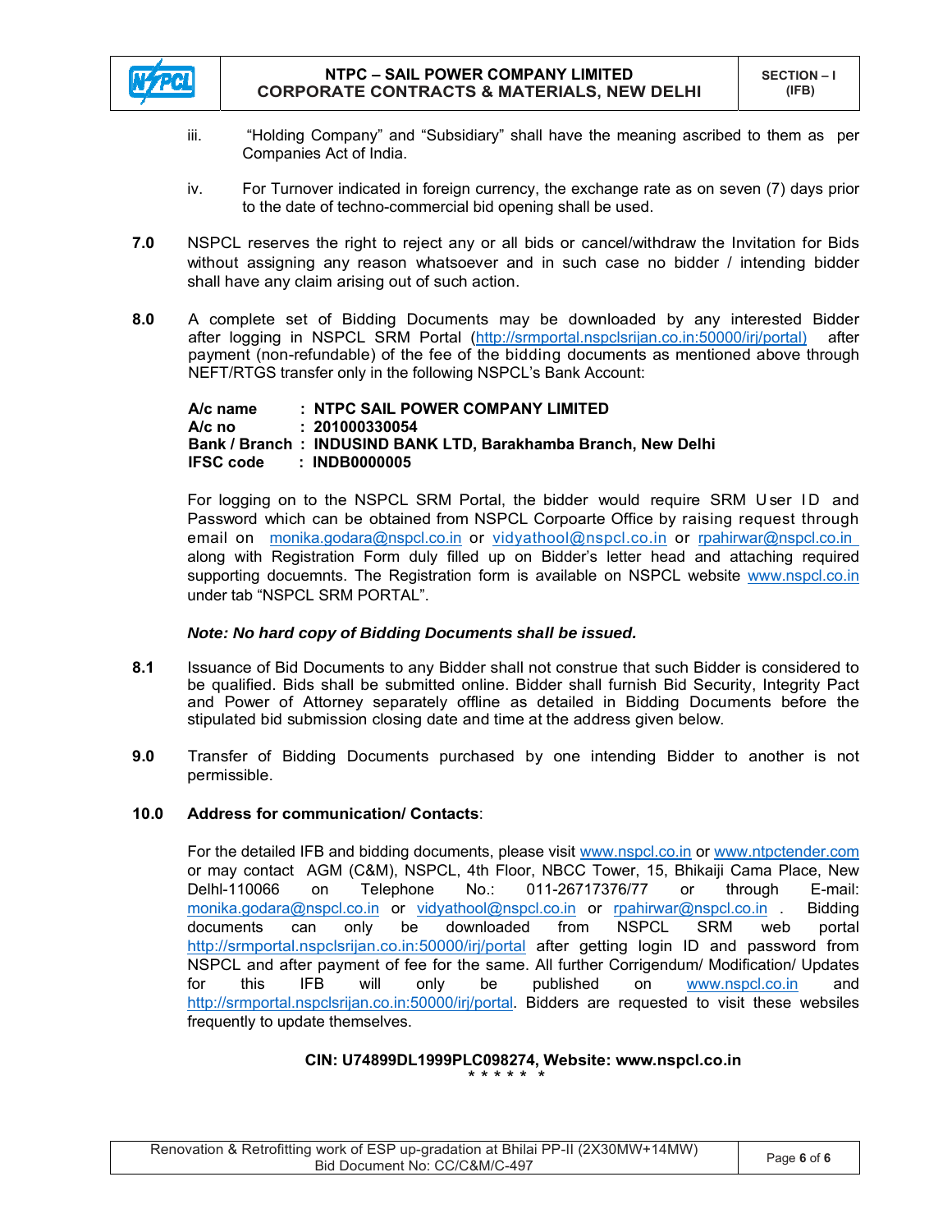iii. "Holding Company" and "Subsidiary" shall have the meaning ascribed to them as per Companies Act of India.

iv. For Turnover indicated in foreign currency, the exchange rate as on seven (7) days prior to the date of techno-commercial bid opening shall be used.

**7.0** NSPCL reserves the right to reject any or all bids or cancel/withdraw the Invitation for Bids without assigning any reason whatsoever and in such case no bidder / intending bidder shall have any claim arising out of such action.

**8.0** A complete set of Bidding Documents may be downloaded by any interested Bidder after logging in NSPCL SRM Portal (http://srmportal.nspclsrijan.co.in:50000/irj/portal) after payment (non-refundable) of the fee of the bidding documents as mentioned above through NEFT/RTGS transfer only in the following NSPCL's Bank Account:

| | | |
|---|---|---|
| **A/c name** | : | **NTPC SAIL POWER COMPANY LIMITED** |
| **A/c no** | : | **201000330054** |
| **Bank / Branch** | : | **INDUSIND BANK LTD, Barakhamba Branch, New Delhi** |
| **IFSC code** | : | **INDB0000005** |

For logging on to the NSPCL SRM Portal, the bidder would require SRM User ID and Password which can be obtained from NSPCL Corpoarte Office by raising request through email on monika.godara@nspcl.co.in or vidyathool@nspcl.co.in or rpahirwar@nspcl.co.in along with Registration Form duly filled up on Bidder's letter head and attaching required supporting docuemnts. The Registration form is available on NSPCL website www.nspcl.co.in under tab "NSPCL SRM PORTAL".

***Note: No hard copy of Bidding Documents shall be issued.***

**8.1** Issuance of Bid Documents to any Bidder shall not construe that such Bidder is considered to be qualified. Bids shall be submitted online. Bidder shall furnish Bid Security, Integrity Pact and Power of Attorney separately offline as detailed in Bidding Documents before the stipulated bid submission closing date and time at the address given below.

**9.0** Transfer of Bidding Documents purchased by one intending Bidder to another is not permissible.

**10.0 Address for communication/ Contacts**:

For the detailed IFB and bidding documents, please visit www.nspcl.co.in or www.ntpctender.com or may contact AGM (C&M), NSPCL, 4th Floor, NBCC Tower, 15, Bhikaiji Cama Place, New Delhi-110066 on Telephone No.: 011-26717376/77 or through E-mail: monika.godara@nspcl.co.in or vidyathool@nspcl.co.in or rpahirwar@nspcl.co.in . Bidding documents can only be downloaded from NSPCL SRM web portal http://srmportal.nspclsrijan.co.in:50000/irj/portal after getting login ID and password from NSPCL and after payment of fee for the same. All further Corrigendum/ Modification/ Updates for this IFB will only be published on www.nspcl.co.in and http://srmportal.nspclsrijan.co.in:50000/irj/portal. Bidders are requested to visit these websiles frequently to update themselves.

**CIN: U74899DL1999PLC098274, Website: www.nspcl.co.in**

\* \* \* \* \* \*